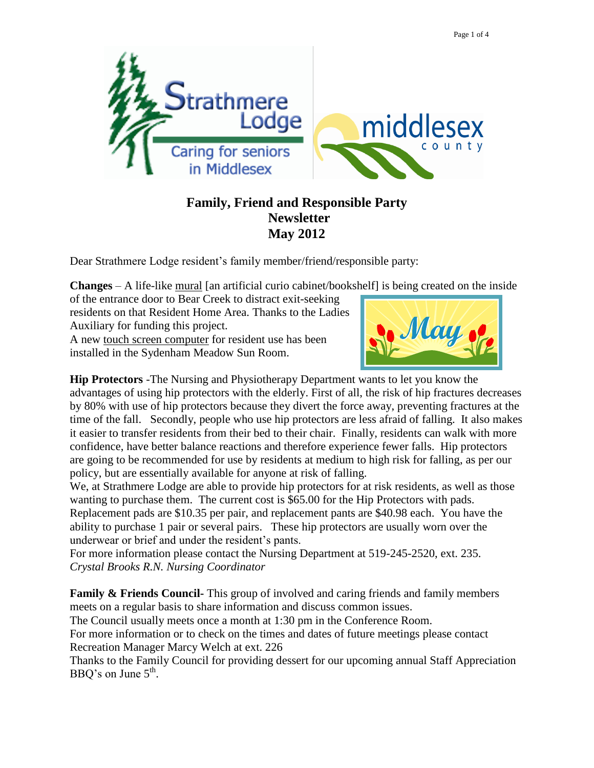# Family, Friend and Responsible Party Newsletter
# May 2012

Dear Strathmere Lodge resident's family member/friend/responsible party:

**Changes** – A life-like <u>mural</u> [an artificial curio cabinet/bookshelf] is being created on the inside of the entrance door to Bear Creek to distract exit-seeking residents on that Resident Home Area. Thanks to the Ladies Auxiliary for funding this project.
A new <u>touch screen computer</u> for resident use has been installed in the Sydenham Meadow Sun Room.

**Hip Protectors** -The Nursing and Physiotherapy Department wants to let you know the advantages of using hip protectors with the elderly. First of all, the risk of hip fractures decreases by 80% with use of hip protectors because they divert the force away, preventing fractures at the time of the fall. Secondly, people who use hip protectors are less afraid of falling. It also makes it easier to transfer residents from their bed to their chair. Finally, residents can walk with more confidence, have better balance reactions and therefore experience fewer falls. Hip protectors are going to be recommended for use by residents at medium to high risk for falling, as per our policy, but are essentially available for anyone at risk of falling.
We, at Strathmere Lodge are able to provide hip protectors for at risk residents, as well as those wanting to purchase them. The current cost is $65.00 for the Hip Protectors with pads. Replacement pads are $10.35 per pair, and replacement pants are $40.98 each. You have the ability to purchase 1 pair or several pairs. These hip protectors are usually worn over the underwear or brief and under the resident's pants.
For more information please contact the Nursing Department at 519-245-2520, ext. 235.
*Crystal Brooks R.N. Nursing Coordinator*

**Family & Friends Council**- This group of involved and caring friends and family members meets on a regular basis to share information and discuss common issues.
The Council usually meets once a month at 1:30 pm in the Conference Room.
For more information or to check on the times and dates of future meetings please contact Recreation Manager Marcy Welch at ext. 226
Thanks to the Family Council for providing dessert for our upcoming annual Staff Appreciation BBQ's on June 5th.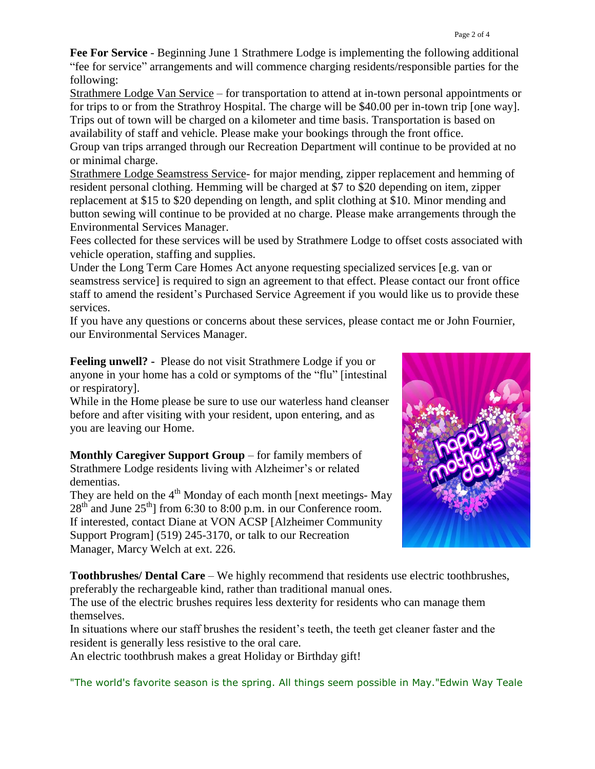**Fee For Service** - Beginning June 1 Strathmere Lodge is implementing the following additional "fee for service" arrangements and will commence charging residents/responsible parties for the following:

Strathmere Lodge Van Service – for transportation to attend at in-town personal appointments or for trips to or from the Strathroy Hospital. The charge will be $40.00 per in-town trip [one way]. Trips out of town will be charged on a kilometer and time basis. Transportation is based on availability of staff and vehicle. Please make your bookings through the front office.

Group van trips arranged through our Recreation Department will continue to be provided at no or minimal charge.

Strathmere Lodge Seamstress Service- for major mending, zipper replacement and hemming of resident personal clothing. Hemming will be charged at $7 to $20 depending on item, zipper replacement at $15 to $20 depending on length, and split clothing at $10. Minor mending and button sewing will continue to be provided at no charge. Please make arrangements through the Environmental Services Manager.

Fees collected for these services will be used by Strathmere Lodge to offset costs associated with vehicle operation, staffing and supplies.

Under the Long Term Care Homes Act anyone requesting specialized services [e.g. van or seamstress service] is required to sign an agreement to that effect. Please contact our front office staff to amend the resident's Purchased Service Agreement if you would like us to provide these services.

If you have any questions or concerns about these services, please contact me or John Fournier, our Environmental Services Manager.

**Feeling unwell? -** Please do not visit Strathmere Lodge if you or anyone in your home has a cold or symptoms of the "flu" [intestinal or respiratory].

While in the Home please be sure to use our waterless hand cleanser before and after visiting with your resident, upon entering, and as you are leaving our Home.

**Monthly Caregiver Support Group** – for family members of Strathmere Lodge residents living with Alzheimer's or related dementias.

They are held on the 4th Monday of each month [next meetings- May 28th and June 25th] from 6:30 to 8:00 p.m. in our Conference room. If interested, contact Diane at VON ACSP [Alzheimer Community Support Program] (519) 245-3170, or talk to our Recreation Manager, Marcy Welch at ext. 226.

**Toothbrushes/ Dental Care** – We highly recommend that residents use electric toothbrushes, preferably the rechargeable kind, rather than traditional manual ones.

The use of the electric brushes requires less dexterity for residents who can manage them themselves.

In situations where our staff brushes the resident's teeth, the teeth get cleaner faster and the resident is generally less resistive to the oral care.

An electric toothbrush makes a great Holiday or Birthday gift!

"The world's favorite season is the spring. All things seem possible in May."Edwin Way Teale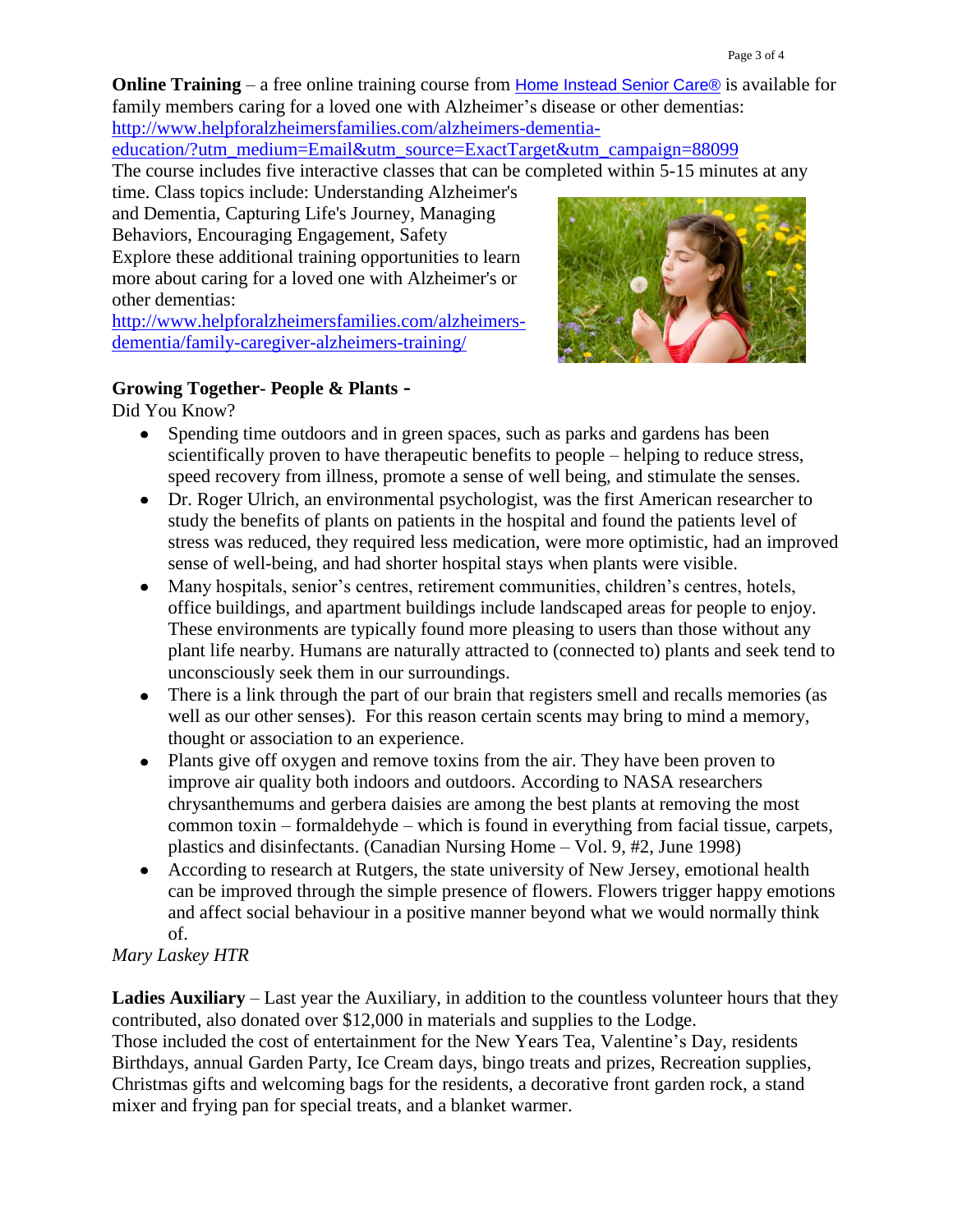**Online Training** – a free online training course from Home Instead Senior Care® is available for family members caring for a loved one with Alzheimer's disease or other dementias: http://www.helpforalzheimersfamilies.com/alzheimers-dementia-education/?utm_medium=Email&utm_source=ExactTarget&utm_campaign=88099

The course includes five interactive classes that can be completed within 5-15 minutes at any time. Class topics include: Understanding Alzheimer's and Dementia, Capturing Life's Journey, Managing Behaviors, Encouraging Engagement, Safety

Explore these additional training opportunities to learn more about caring for a loved one with Alzheimer's or other dementias:
http://www.helpforalzheimersfamilies.com/alzheimers-dementia/family-caregiver-alzheimers-training/

**Growing Together- People & Plants -**

Did You Know?

- Spending time outdoors and in green spaces, such as parks and gardens has been scientifically proven to have therapeutic benefits to people – helping to reduce stress, speed recovery from illness, promote a sense of well being, and stimulate the senses.
- Dr. Roger Ulrich, an environmental psychologist, was the first American researcher to study the benefits of plants on patients in the hospital and found the patients level of stress was reduced, they required less medication, were more optimistic, had an improved sense of well-being, and had shorter hospital stays when plants were visible.
- Many hospitals, senior's centres, retirement communities, children's centres, hotels, office buildings, and apartment buildings include landscaped areas for people to enjoy. These environments are typically found more pleasing to users than those without any plant life nearby. Humans are naturally attracted to (connected to) plants and seek tend to unconsciously seek them in our surroundings.
- There is a link through the part of our brain that registers smell and recalls memories (as well as our other senses). For this reason certain scents may bring to mind a memory, thought or association to an experience.
- Plants give off oxygen and remove toxins from the air. They have been proven to improve air quality both indoors and outdoors. According to NASA researchers chrysanthemums and gerbera daisies are among the best plants at removing the most common toxin – formaldehyde – which is found in everything from facial tissue, carpets, plastics and disinfectants. (Canadian Nursing Home – Vol. 9, #2, June 1998)
- According to research at Rutgers, the state university of New Jersey, emotional health can be improved through the simple presence of flowers. Flowers trigger happy emotions and affect social behaviour in a positive manner beyond what we would normally think of.

*Mary Laskey HTR*

**Ladies Auxiliary** – Last year the Auxiliary, in addition to the countless volunteer hours that they contributed, also donated over $12,000 in materials and supplies to the Lodge.
Those included the cost of entertainment for the New Years Tea, Valentine's Day, residents Birthdays, annual Garden Party, Ice Cream days, bingo treats and prizes, Recreation supplies, Christmas gifts and welcoming bags for the residents, a decorative front garden rock, a stand mixer and frying pan for special treats, and a blanket warmer.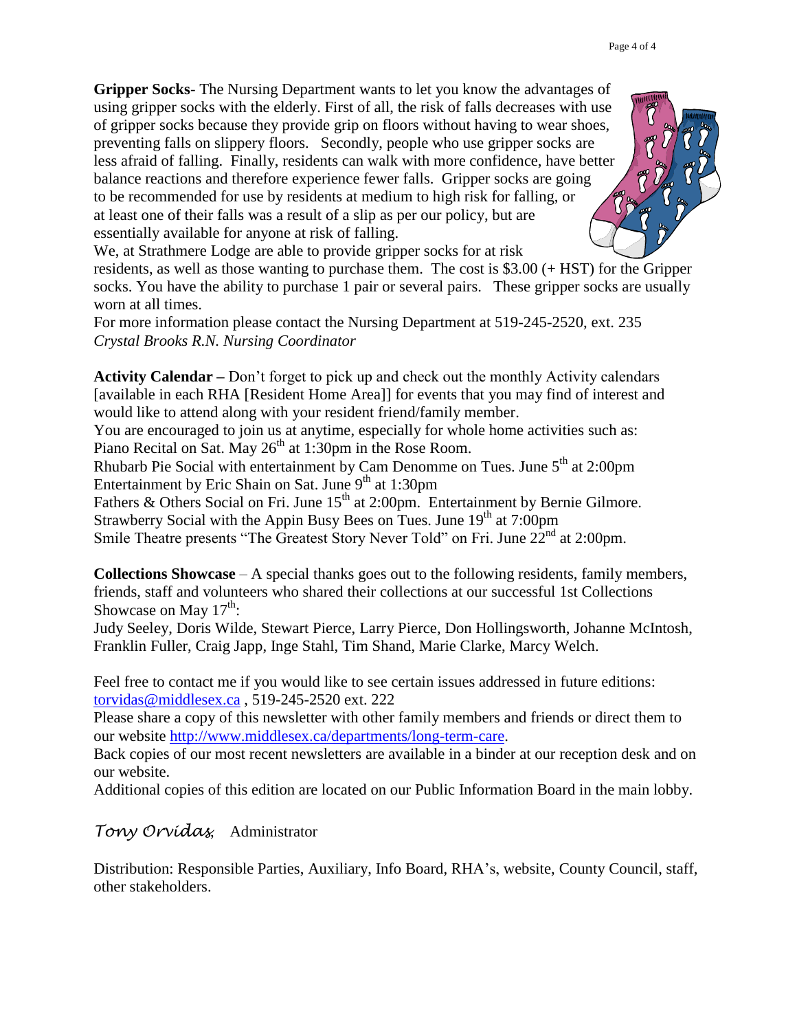**Gripper Socks**- The Nursing Department wants to let you know the advantages of using gripper socks with the elderly. First of all, the risk of falls decreases with use of gripper socks because they provide grip on floors without having to wear shoes, preventing falls on slippery floors. Secondly, people who use gripper socks are less afraid of falling. Finally, residents can walk with more confidence, have better balance reactions and therefore experience fewer falls. Gripper socks are going to be recommended for use by residents at medium to high risk for falling, or at least one of their falls was a result of a slip as per our policy, but are essentially available for anyone at risk of falling.
We, at Strathmere Lodge are able to provide gripper socks for at risk residents, as well as those wanting to purchase them. The cost is $3.00 (+ HST) for the Gripper socks. You have the ability to purchase 1 pair or several pairs. These gripper socks are usually worn at all times.
For more information please contact the Nursing Department at 519-245-2520, ext. 235
*Crystal Brooks R.N. Nursing Coordinator*

**Activity Calendar –** Don't forget to pick up and check out the monthly Activity calendars [available in each RHA [Resident Home Area]] for events that you may find of interest and would like to attend along with your resident friend/family member.
You are encouraged to join us at anytime, especially for whole home activities such as:
Piano Recital on Sat. May 26th at 1:30pm in the Rose Room.
Rhubarb Pie Social with entertainment by Cam Denomme on Tues. June 5th at 2:00pm
Entertainment by Eric Shain on Sat. June 9th at 1:30pm
Fathers & Others Social on Fri. June 15th at 2:00pm. Entertainment by Bernie Gilmore.
Strawberry Social with the Appin Busy Bees on Tues. June 19th at 7:00pm
Smile Theatre presents "The Greatest Story Never Told" on Fri. June 22nd at 2:00pm.

**Collections Showcase** – A special thanks goes out to the following residents, family members, friends, staff and volunteers who shared their collections at our successful 1st Collections Showcase on May 17th:
Judy Seeley, Doris Wilde, Stewart Pierce, Larry Pierce, Don Hollingsworth, Johanne McIntosh, Franklin Fuller, Craig Japp, Inge Stahl, Tim Shand, Marie Clarke, Marcy Welch.

Feel free to contact me if you would like to see certain issues addressed in future editions: torvidas@middlesex.ca , 519-245-2520 ext. 222
Please share a copy of this newsletter with other family members and friends or direct them to our website http://www.middlesex.ca/departments/long-term-care.
Back copies of our most recent newsletters are available in a binder at our reception desk and on our website.
Additional copies of this edition are located on our Public Information Board in the main lobby.

*Tony Orvidas*, Administrator

Distribution: Responsible Parties, Auxiliary, Info Board, RHA's, website, County Council, staff, other stakeholders.